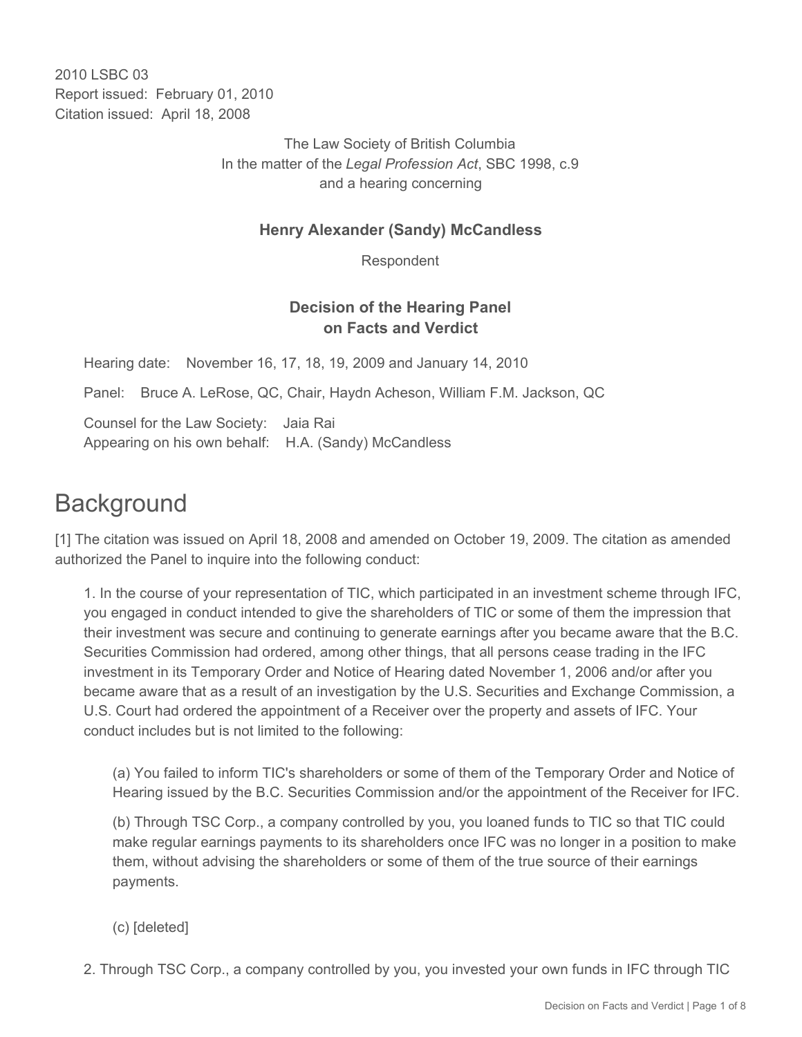2010 LSBC 03
Report issued: February 01, 2010
Citation issued: April 18, 2008

The Law Society of British Columbia
In the matter of the *Legal Profession Act*, SBC 1998, c.9
and a hearing concerning

**Henry Alexander (Sandy) McCandless**

Respondent

**Decision of the Hearing Panel on Facts and Verdict**

Hearing date: November 16, 17, 18, 19, 2009 and January 14, 2010

Panel: Bruce A. LeRose, QC, Chair, Haydn Acheson, William F.M. Jackson, QC

Counsel for the Law Society: Jaia Rai
Appearing on his own behalf: H.A. (Sandy) McCandless

# Background

[1] The citation was issued on April 18, 2008 and amended on October 19, 2009. The citation as amended authorized the Panel to inquire into the following conduct:

> 1. In the course of your representation of TIC, which participated in an investment scheme through IFC, you engaged in conduct intended to give the shareholders of TIC or some of them the impression that their investment was secure and continuing to generate earnings after you became aware that the B.C. Securities Commission had ordered, among other things, that all persons cease trading in the IFC investment in its Temporary Order and Notice of Hearing dated November 1, 2006 and/or after you became aware that as a result of an investigation by the U.S. Securities and Exchange Commission, a U.S. Court had ordered the appointment of a Receiver over the property and assets of IFC. Your conduct includes but is not limited to the following:
>
> > (a) You failed to inform TIC's shareholders or some of them of the Temporary Order and Notice of Hearing issued by the B.C. Securities Commission and/or the appointment of the Receiver for IFC.
> >
> > (b) Through TSC Corp., a company controlled by you, you loaned funds to TIC so that TIC could make regular earnings payments to its shareholders once IFC was no longer in a position to make them, without advising the shareholders or some of them of the true source of their earnings payments.
> >
> > (c) [deleted]
>
> 2. Through TSC Corp., a company controlled by you, you invested your own funds in IFC through TIC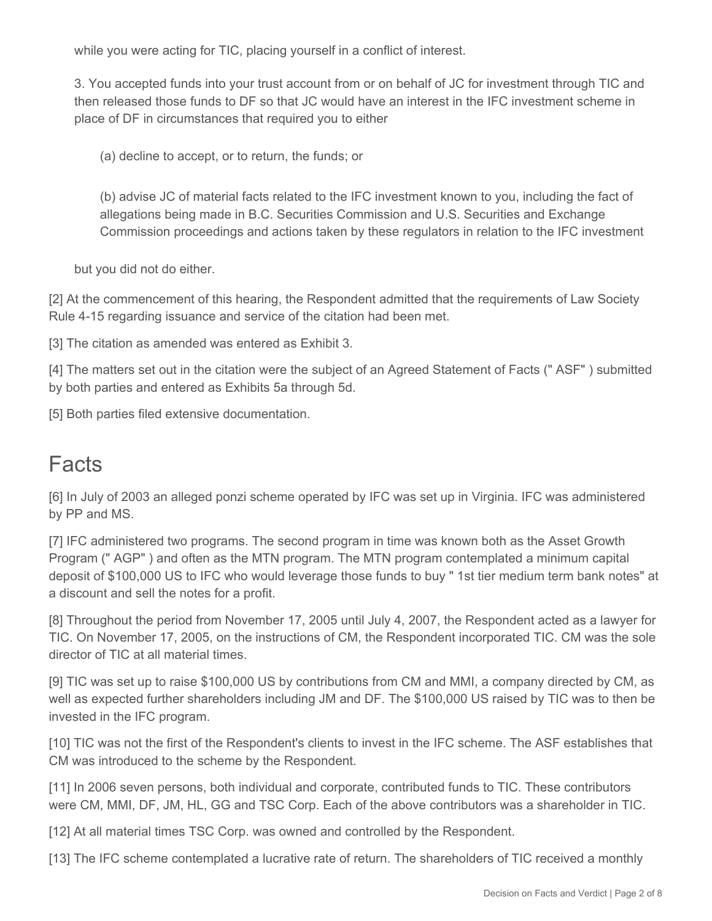while you were acting for TIC, placing yourself in a conflict of interest.

3. You accepted funds into your trust account from or on behalf of JC for investment through TIC and then released those funds to DF so that JC would have an interest in the IFC investment scheme in place of DF in circumstances that required you to either

(a) decline to accept, or to return, the funds; or

(b) advise JC of material facts related to the IFC investment known to you, including the fact of allegations being made in B.C. Securities Commission and U.S. Securities and Exchange Commission proceedings and actions taken by these regulators in relation to the IFC investment

but you did not do either.

[2] At the commencement of this hearing, the Respondent admitted that the requirements of Law Society Rule 4-15 regarding issuance and service of the citation had been met.

[3] The citation as amended was entered as Exhibit 3.

[4] The matters set out in the citation were the subject of an Agreed Statement of Facts (" ASF" ) submitted by both parties and entered as Exhibits 5a through 5d.

[5] Both parties filed extensive documentation.

# Facts

[6] In July of 2003 an alleged ponzi scheme operated by IFC was set up in Virginia. IFC was administered by PP and MS.

[7] IFC administered two programs. The second program in time was known both as the Asset Growth Program (" AGP" ) and often as the MTN program. The MTN program contemplated a minimum capital deposit of $100,000 US to IFC who would leverage those funds to buy " 1st tier medium term bank notes" at a discount and sell the notes for a profit.

[8] Throughout the period from November 17, 2005 until July 4, 2007, the Respondent acted as a lawyer for TIC. On November 17, 2005, on the instructions of CM, the Respondent incorporated TIC. CM was the sole director of TIC at all material times.

[9] TIC was set up to raise $100,000 US by contributions from CM and MMI, a company directed by CM, as well as expected further shareholders including JM and DF. The $100,000 US raised by TIC was to then be invested in the IFC program.

[10] TIC was not the first of the Respondent's clients to invest in the IFC scheme. The ASF establishes that CM was introduced to the scheme by the Respondent.

[11] In 2006 seven persons, both individual and corporate, contributed funds to TIC. These contributors were CM, MMI, DF, JM, HL, GG and TSC Corp. Each of the above contributors was a shareholder in TIC.

[12] At all material times TSC Corp. was owned and controlled by the Respondent.

[13] The IFC scheme contemplated a lucrative rate of return. The shareholders of TIC received a monthly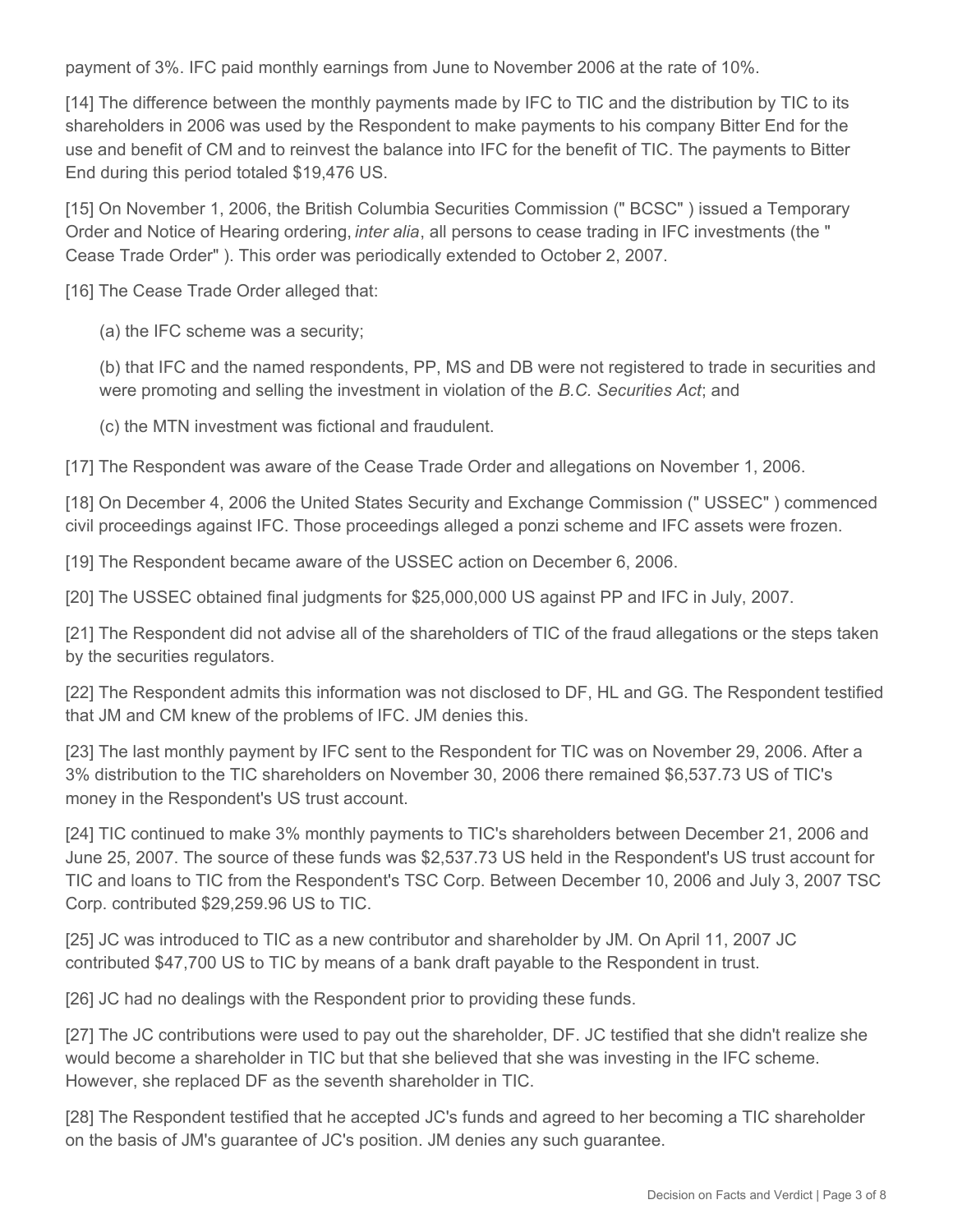payment of 3%. IFC paid monthly earnings from June to November 2006 at the rate of 10%.

[14] The difference between the monthly payments made by IFC to TIC and the distribution by TIC to its shareholders in 2006 was used by the Respondent to make payments to his company Bitter End for the use and benefit of CM and to reinvest the balance into IFC for the benefit of TIC. The payments to Bitter End during this period totaled $19,476 US.

[15] On November 1, 2006, the British Columbia Securities Commission (" BCSC" ) issued a Temporary Order and Notice of Hearing ordering, *inter alia*, all persons to cease trading in IFC investments (the " Cease Trade Order" ). This order was periodically extended to October 2, 2007.

[16] The Cease Trade Order alleged that:

(a) the IFC scheme was a security;

(b) that IFC and the named respondents, PP, MS and DB were not registered to trade in securities and were promoting and selling the investment in violation of the *B.C. Securities Act*; and

(c) the MTN investment was fictional and fraudulent.

[17] The Respondent was aware of the Cease Trade Order and allegations on November 1, 2006.

[18] On December 4, 2006 the United States Security and Exchange Commission (" USSEC" ) commenced civil proceedings against IFC. Those proceedings alleged a ponzi scheme and IFC assets were frozen.

[19] The Respondent became aware of the USSEC action on December 6, 2006.

[20] The USSEC obtained final judgments for $25,000,000 US against PP and IFC in July, 2007.

[21] The Respondent did not advise all of the shareholders of TIC of the fraud allegations or the steps taken by the securities regulators.

[22] The Respondent admits this information was not disclosed to DF, HL and GG. The Respondent testified that JM and CM knew of the problems of IFC. JM denies this.

[23] The last monthly payment by IFC sent to the Respondent for TIC was on November 29, 2006. After a 3% distribution to the TIC shareholders on November 30, 2006 there remained $6,537.73 US of TIC's money in the Respondent's US trust account.

[24] TIC continued to make 3% monthly payments to TIC's shareholders between December 21, 2006 and June 25, 2007. The source of these funds was $2,537.73 US held in the Respondent's US trust account for TIC and loans to TIC from the Respondent's TSC Corp. Between December 10, 2006 and July 3, 2007 TSC Corp. contributed $29,259.96 US to TIC.

[25] JC was introduced to TIC as a new contributor and shareholder by JM. On April 11, 2007 JC contributed $47,700 US to TIC by means of a bank draft payable to the Respondent in trust.

[26] JC had no dealings with the Respondent prior to providing these funds.

[27] The JC contributions were used to pay out the shareholder, DF. JC testified that she didn't realize she would become a shareholder in TIC but that she believed that she was investing in the IFC scheme. However, she replaced DF as the seventh shareholder in TIC.

[28] The Respondent testified that he accepted JC's funds and agreed to her becoming a TIC shareholder on the basis of JM's guarantee of JC's position. JM denies any such guarantee.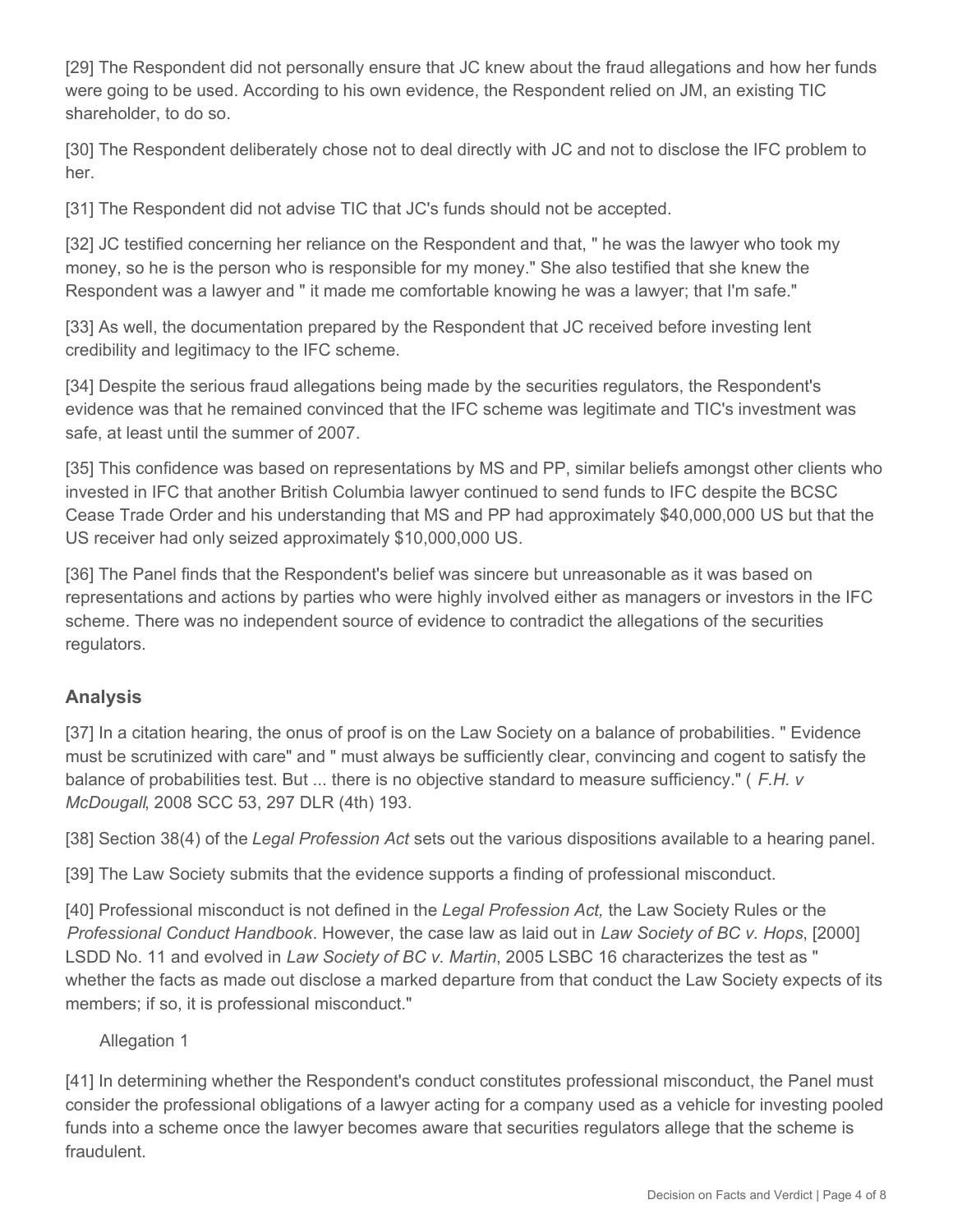[29] The Respondent did not personally ensure that JC knew about the fraud allegations and how her funds were going to be used. According to his own evidence, the Respondent relied on JM, an existing TIC shareholder, to do so.

[30] The Respondent deliberately chose not to deal directly with JC and not to disclose the IFC problem to her.

[31] The Respondent did not advise TIC that JC's funds should not be accepted.

[32] JC testified concerning her reliance on the Respondent and that, " he was the lawyer who took my money, so he is the person who is responsible for my money." She also testified that she knew the Respondent was a lawyer and " it made me comfortable knowing he was a lawyer; that I'm safe."

[33] As well, the documentation prepared by the Respondent that JC received before investing lent credibility and legitimacy to the IFC scheme.

[34] Despite the serious fraud allegations being made by the securities regulators, the Respondent's evidence was that he remained convinced that the IFC scheme was legitimate and TIC's investment was safe, at least until the summer of 2007.

[35] This confidence was based on representations by MS and PP, similar beliefs amongst other clients who invested in IFC that another British Columbia lawyer continued to send funds to IFC despite the BCSC Cease Trade Order and his understanding that MS and PP had approximately $40,000,000 US but that the US receiver had only seized approximately $10,000,000 US.

[36] The Panel finds that the Respondent's belief was sincere but unreasonable as it was based on representations and actions by parties who were highly involved either as managers or investors in the IFC scheme. There was no independent source of evidence to contradict the allegations of the securities regulators.

## Analysis

[37] In a citation hearing, the onus of proof is on the Law Society on a balance of probabilities. " Evidence must be scrutinized with care" and " must always be sufficiently clear, convincing and cogent to satisfy the balance of probabilities test. But ... there is no objective standard to measure sufficiency." ( *F.H. v McDougall*, 2008 SCC 53, 297 DLR (4th) 193.

[38] Section 38(4) of the *Legal Profession Act* sets out the various dispositions available to a hearing panel.

[39] The Law Society submits that the evidence supports a finding of professional misconduct.

[40] Professional misconduct is not defined in the *Legal Profession Act,* the Law Society Rules or the *Professional Conduct Handbook*. However, the case law as laid out in *Law Society of BC v. Hops*, [2000] LSDD No. 11 and evolved in *Law Society of BC v. Martin*, 2005 LSBC 16 characterizes the test as " whether the facts as made out disclose a marked departure from that conduct the Law Society expects of its members; if so, it is professional misconduct."

Allegation 1

[41] In determining whether the Respondent's conduct constitutes professional misconduct, the Panel must consider the professional obligations of a lawyer acting for a company used as a vehicle for investing pooled funds into a scheme once the lawyer becomes aware that securities regulators allege that the scheme is fraudulent.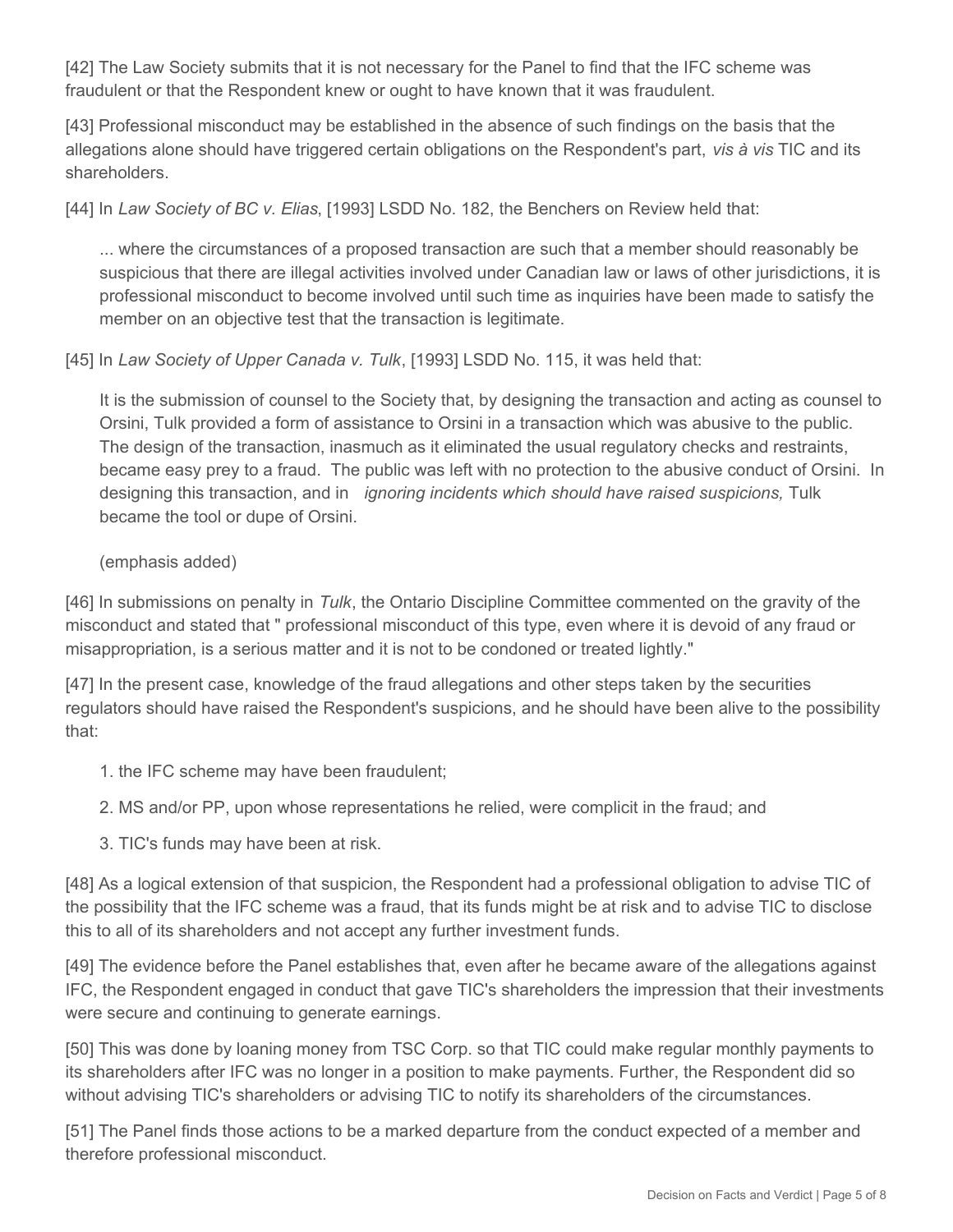[42] The Law Society submits that it is not necessary for the Panel to find that the IFC scheme was fraudulent or that the Respondent knew or ought to have known that it was fraudulent.

[43] Professional misconduct may be established in the absence of such findings on the basis that the allegations alone should have triggered certain obligations on the Respondent's part, *vis à vis* TIC and its shareholders.

[44] In *Law Society of BC v. Elias*, [1993] LSDD No. 182, the Benchers on Review held that:

> ... where the circumstances of a proposed transaction are such that a member should reasonably be suspicious that there are illegal activities involved under Canadian law or laws of other jurisdictions, it is professional misconduct to become involved until such time as inquiries have been made to satisfy the member on an objective test that the transaction is legitimate.

[45] In *Law Society of Upper Canada v. Tulk*, [1993] LSDD No. 115, it was held that:

> It is the submission of counsel to the Society that, by designing the transaction and acting as counsel to Orsini, Tulk provided a form of assistance to Orsini in a transaction which was abusive to the public. The design of the transaction, inasmuch as it eliminated the usual regulatory checks and restraints, became easy prey to a fraud. The public was left with no protection to the abusive conduct of Orsini. In designing this transaction, and in *ignoring incidents which should have raised suspicions,* Tulk became the tool or dupe of Orsini.
>
> (emphasis added)

[46] In submissions on penalty in *Tulk*, the Ontario Discipline Committee commented on the gravity of the misconduct and stated that " professional misconduct of this type, even where it is devoid of any fraud or misappropriation, is a serious matter and it is not to be condoned or treated lightly."

[47] In the present case, knowledge of the fraud allegations and other steps taken by the securities regulators should have raised the Respondent's suspicions, and he should have been alive to the possibility that:

1. the IFC scheme may have been fraudulent;
2. MS and/or PP, upon whose representations he relied, were complicit in the fraud; and
3. TIC's funds may have been at risk.

[48] As a logical extension of that suspicion, the Respondent had a professional obligation to advise TIC of the possibility that the IFC scheme was a fraud, that its funds might be at risk and to advise TIC to disclose this to all of its shareholders and not accept any further investment funds.

[49] The evidence before the Panel establishes that, even after he became aware of the allegations against IFC, the Respondent engaged in conduct that gave TIC's shareholders the impression that their investments were secure and continuing to generate earnings.

[50] This was done by loaning money from TSC Corp. so that TIC could make regular monthly payments to its shareholders after IFC was no longer in a position to make payments. Further, the Respondent did so without advising TIC's shareholders or advising TIC to notify its shareholders of the circumstances.

[51] The Panel finds those actions to be a marked departure from the conduct expected of a member and therefore professional misconduct.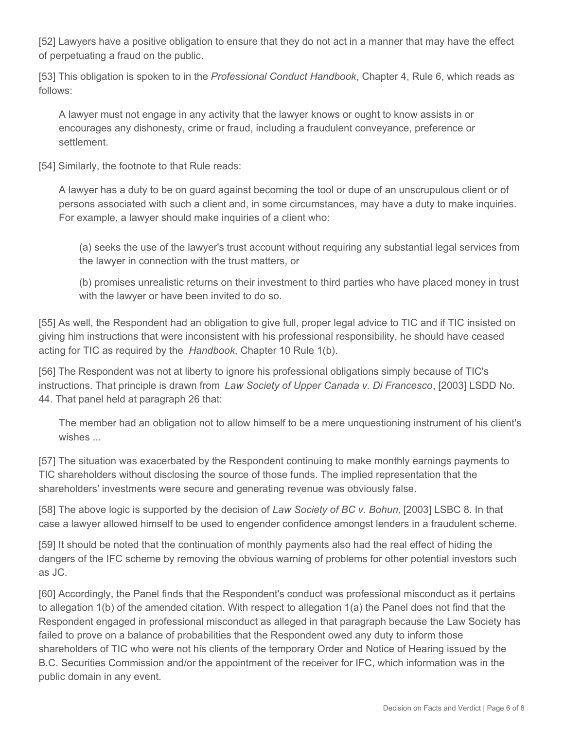[52] Lawyers have a positive obligation to ensure that they do not act in a manner that may have the effect of perpetuating a fraud on the public.

[53] This obligation is spoken to in the *Professional Conduct Handbook*, Chapter 4, Rule 6, which reads as follows:

> A lawyer must not engage in any activity that the lawyer knows or ought to know assists in or encourages any dishonesty, crime or fraud, including a fraudulent conveyance, preference or settlement.

[54] Similarly, the footnote to that Rule reads:

> A lawyer has a duty to be on guard against becoming the tool or dupe of an unscrupulous client or of persons associated with such a client and, in some circumstances, may have a duty to make inquiries. For example, a lawyer should make inquiries of a client who:
>
> > (a) seeks the use of the lawyer's trust account without requiring any substantial legal services from the lawyer in connection with the trust matters, or
> >
> > (b) promises unrealistic returns on their investment to third parties who have placed money in trust with the lawyer or have been invited to do so.

[55] As well, the Respondent had an obligation to give full, proper legal advice to TIC and if TIC insisted on giving him instructions that were inconsistent with his professional responsibility, he should have ceased acting for TIC as required by the *Handbook*, Chapter 10 Rule 1(b).

[56] The Respondent was not at liberty to ignore his professional obligations simply because of TIC's instructions. That principle is drawn from *Law Society of Upper Canada v. Di Francesco*, [2003] LSDD No. 44. That panel held at paragraph 26 that:

> The member had an obligation not to allow himself to be a mere unquestioning instrument of his client's wishes ...

[57] The situation was exacerbated by the Respondent continuing to make monthly earnings payments to TIC shareholders without disclosing the source of those funds. The implied representation that the shareholders' investments were secure and generating revenue was obviously false.

[58] The above logic is supported by the decision of *Law Society of BC v. Bohun,* [2003] LSBC 8. In that case a lawyer allowed himself to be used to engender confidence amongst lenders in a fraudulent scheme.

[59] It should be noted that the continuation of monthly payments also had the real effect of hiding the dangers of the IFC scheme by removing the obvious warning of problems for other potential investors such as JC.

[60] Accordingly, the Panel finds that the Respondent's conduct was professional misconduct as it pertains to allegation 1(b) of the amended citation. With respect to allegation 1(a) the Panel does not find that the Respondent engaged in professional misconduct as alleged in that paragraph because the Law Society has failed to prove on a balance of probabilities that the Respondent owed any duty to inform those shareholders of TIC who were not his clients of the temporary Order and Notice of Hearing issued by the B.C. Securities Commission and/or the appointment of the receiver for IFC, which information was in the public domain in any event.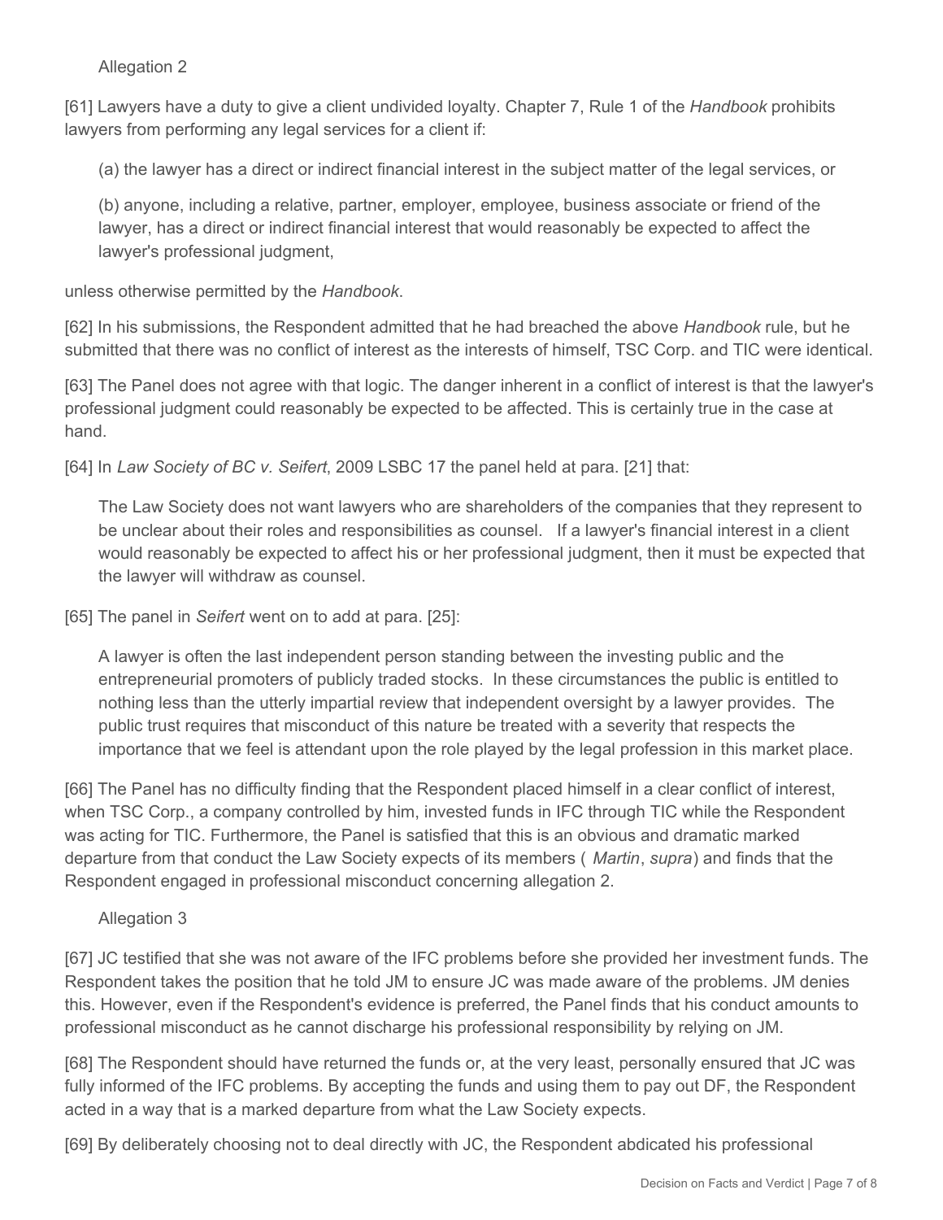Allegation 2

[61] Lawyers have a duty to give a client undivided loyalty. Chapter 7, Rule 1 of the *Handbook* prohibits lawyers from performing any legal services for a client if:

> (a) the lawyer has a direct or indirect financial interest in the subject matter of the legal services, or
>
> (b) anyone, including a relative, partner, employer, employee, business associate or friend of the lawyer, has a direct or indirect financial interest that would reasonably be expected to affect the lawyer's professional judgment,

unless otherwise permitted by the *Handbook*.

[62] In his submissions, the Respondent admitted that he had breached the above *Handbook* rule, but he submitted that there was no conflict of interest as the interests of himself, TSC Corp. and TIC were identical.

[63] The Panel does not agree with that logic. The danger inherent in a conflict of interest is that the lawyer's professional judgment could reasonably be expected to be affected. This is certainly true in the case at hand.

[64] In *Law Society of BC v. Seifert*, 2009 LSBC 17 the panel held at para. [21] that:

> The Law Society does not want lawyers who are shareholders of the companies that they represent to be unclear about their roles and responsibilities as counsel. If a lawyer's financial interest in a client would reasonably be expected to affect his or her professional judgment, then it must be expected that the lawyer will withdraw as counsel.

[65] The panel in *Seifert* went on to add at para. [25]:

> A lawyer is often the last independent person standing between the investing public and the entrepreneurial promoters of publicly traded stocks. In these circumstances the public is entitled to nothing less than the utterly impartial review that independent oversight by a lawyer provides. The public trust requires that misconduct of this nature be treated with a severity that respects the importance that we feel is attendant upon the role played by the legal profession in this market place.

[66] The Panel has no difficulty finding that the Respondent placed himself in a clear conflict of interest, when TSC Corp., a company controlled by him, invested funds in IFC through TIC while the Respondent was acting for TIC. Furthermore, the Panel is satisfied that this is an obvious and dramatic marked departure from that conduct the Law Society expects of its members ( *Martin*, *supra*) and finds that the Respondent engaged in professional misconduct concerning allegation 2.

Allegation 3

[67] JC testified that she was not aware of the IFC problems before she provided her investment funds. The Respondent takes the position that he told JM to ensure JC was made aware of the problems. JM denies this. However, even if the Respondent's evidence is preferred, the Panel finds that his conduct amounts to professional misconduct as he cannot discharge his professional responsibility by relying on JM.

[68] The Respondent should have returned the funds or, at the very least, personally ensured that JC was fully informed of the IFC problems. By accepting the funds and using them to pay out DF, the Respondent acted in a way that is a marked departure from what the Law Society expects.

[69] By deliberately choosing not to deal directly with JC, the Respondent abdicated his professional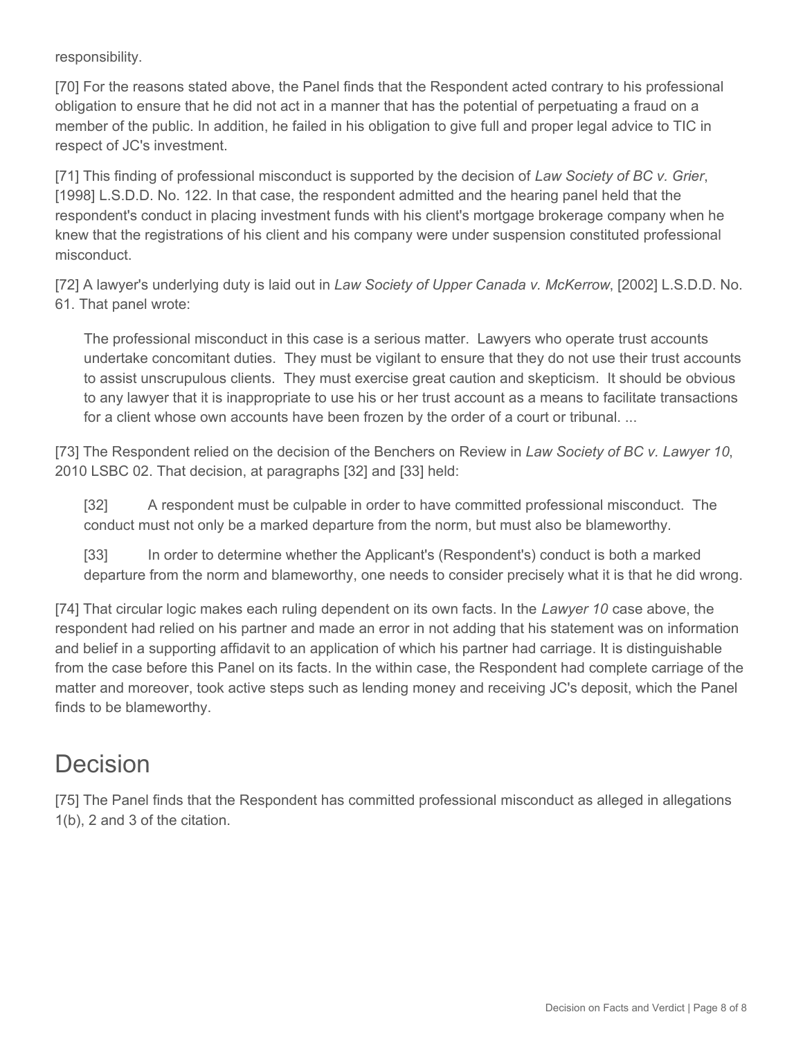responsibility.

[70] For the reasons stated above, the Panel finds that the Respondent acted contrary to his professional obligation to ensure that he did not act in a manner that has the potential of perpetuating a fraud on a member of the public. In addition, he failed in his obligation to give full and proper legal advice to TIC in respect of JC's investment.

[71] This finding of professional misconduct is supported by the decision of *Law Society of BC v. Grier*, [1998] L.S.D.D. No. 122. In that case, the respondent admitted and the hearing panel held that the respondent's conduct in placing investment funds with his client's mortgage brokerage company when he knew that the registrations of his client and his company were under suspension constituted professional misconduct.

[72] A lawyer's underlying duty is laid out in *Law Society of Upper Canada v. McKerrow*, [2002] L.S.D.D. No. 61. That panel wrote:

> The professional misconduct in this case is a serious matter. Lawyers who operate trust accounts undertake concomitant duties. They must be vigilant to ensure that they do not use their trust accounts to assist unscrupulous clients. They must exercise great caution and skepticism. It should be obvious to any lawyer that it is inappropriate to use his or her trust account as a means to facilitate transactions for a client whose own accounts have been frozen by the order of a court or tribunal. ...

[73] The Respondent relied on the decision of the Benchers on Review in *Law Society of BC v. Lawyer 10*, 2010 LSBC 02. That decision, at paragraphs [32] and [33] held:

> [32] A respondent must be culpable in order to have committed professional misconduct. The conduct must not only be a marked departure from the norm, but must also be blameworthy.
>
> [33] In order to determine whether the Applicant's (Respondent's) conduct is both a marked departure from the norm and blameworthy, one needs to consider precisely what it is that he did wrong.

[74] That circular logic makes each ruling dependent on its own facts. In the *Lawyer 10* case above, the respondent had relied on his partner and made an error in not adding that his statement was on information and belief in a supporting affidavit to an application of which his partner had carriage. It is distinguishable from the case before this Panel on its facts. In the within case, the Respondent had complete carriage of the matter and moreover, took active steps such as lending money and receiving JC's deposit, which the Panel finds to be blameworthy.

# Decision

[75] The Panel finds that the Respondent has committed professional misconduct as alleged in allegations 1(b), 2 and 3 of the citation.